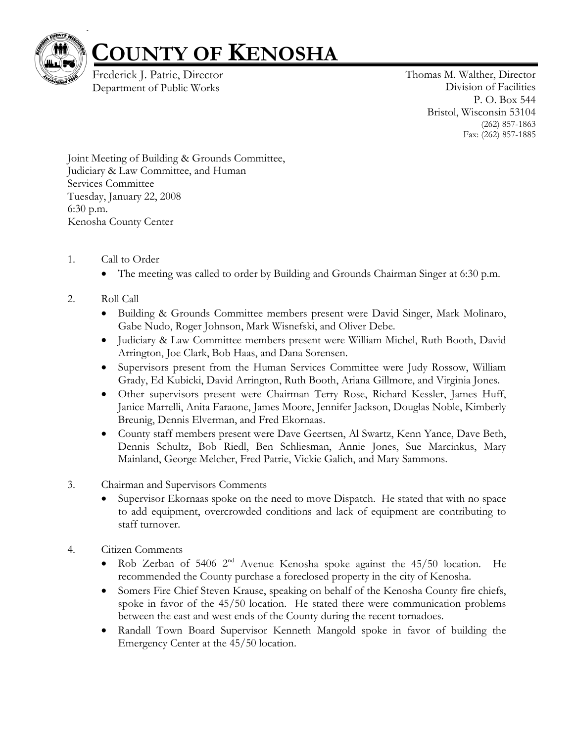# COUNTY OF KENOSHA

Frederick J. Patrie, Director
Department of Public Works

Thomas M. Walther, Director
Division of Facilities
P. O. Box 544
Bristol, Wisconsin 53104
(262) 857-1863
Fax: (262) 857-1885

Joint Meeting of Building & Grounds Committee,
Judiciary & Law Committee, and Human
Services Committee
Tuesday, January 22, 2008
6:30 p.m.
Kenosha County Center

1. Call to Order
   - The meeting was called to order by Building and Grounds Chairman Singer at 6:30 p.m.

2. Roll Call
   - Building & Grounds Committee members present were David Singer, Mark Molinaro, Gabe Nudo, Roger Johnson, Mark Wisnefski, and Oliver Debe.
   - Judiciary & Law Committee members present were William Michel, Ruth Booth, David Arrington, Joe Clark, Bob Haas, and Dana Sorensen.
   - Supervisors present from the Human Services Committee were Judy Rossow, William Grady, Ed Kubicki, David Arrington, Ruth Booth, Ariana Gillmore, and Virginia Jones.
   - Other supervisors present were Chairman Terry Rose, Richard Kessler, James Huff, Janice Marrelli, Anita Faraone, James Moore, Jennifer Jackson, Douglas Noble, Kimberly Breunig, Dennis Elverman, and Fred Ekornaas.
   - County staff members present were Dave Geertsen, Al Swartz, Kenn Yance, Dave Beth, Dennis Schultz, Bob Riedl, Ben Schliesman, Annie Jones, Sue Marcinkus, Mary Mainland, George Melcher, Fred Patrie, Vickie Galich, and Mary Sammons.

3. Chairman and Supervisors Comments
   - Supervisor Ekornaas spoke on the need to move Dispatch. He stated that with no space to add equipment, overcrowded conditions and lack of equipment are contributing to staff turnover.

4. Citizen Comments
   - Rob Zerban of 5406 2nd Avenue Kenosha spoke against the 45/50 location. He recommended the County purchase a foreclosed property in the city of Kenosha.
   - Somers Fire Chief Steven Krause, speaking on behalf of the Kenosha County fire chiefs, spoke in favor of the 45/50 location. He stated there were communication problems between the east and west ends of the County during the recent tornadoes.
   - Randall Town Board Supervisor Kenneth Mangold spoke in favor of building the Emergency Center at the 45/50 location.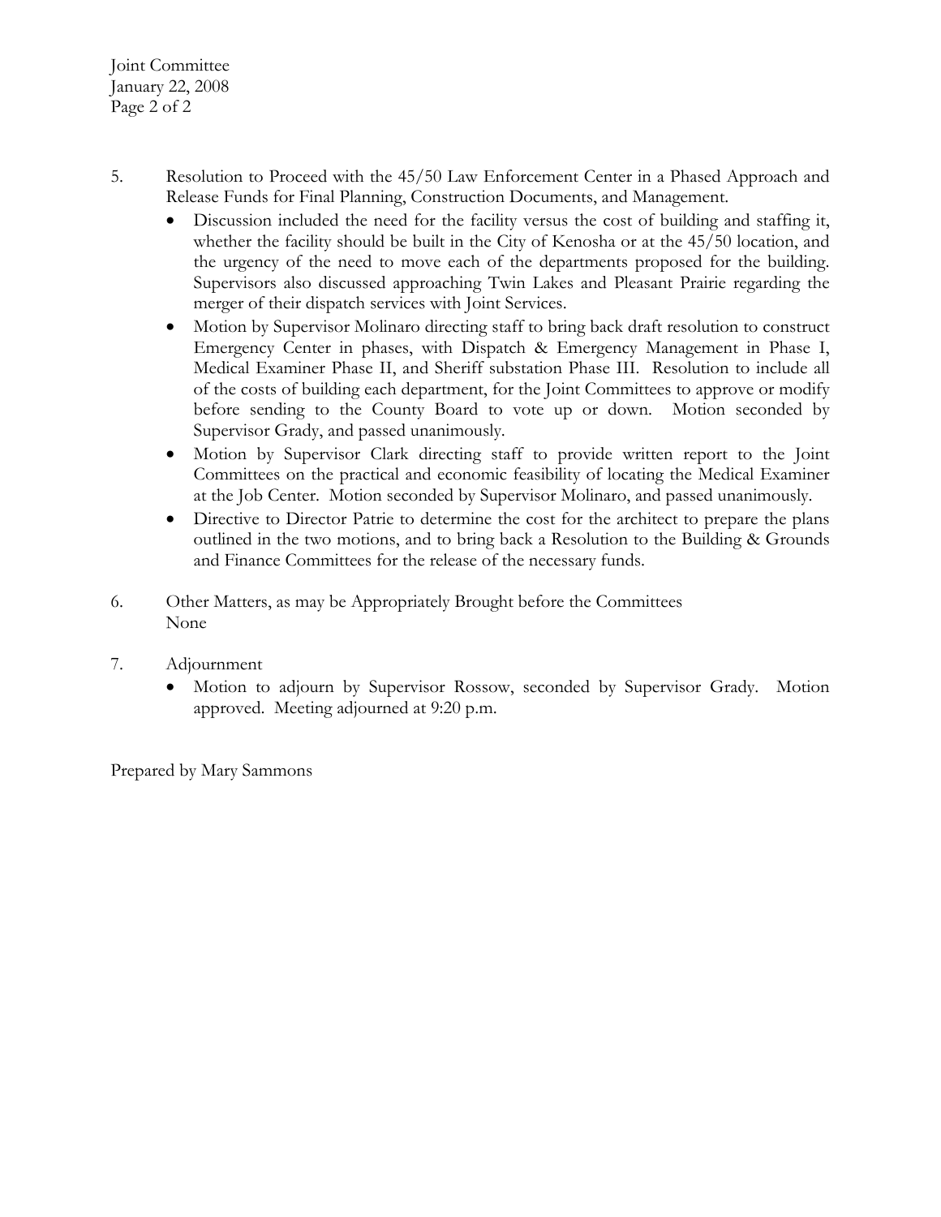5. Resolution to Proceed with the 45/50 Law Enforcement Center in a Phased Approach and Release Funds for Final Planning, Construction Documents, and Management.
   - Discussion included the need for the facility versus the cost of building and staffing it, whether the facility should be built in the City of Kenosha or at the 45/50 location, and the urgency of the need to move each of the departments proposed for the building. Supervisors also discussed approaching Twin Lakes and Pleasant Prairie regarding the merger of their dispatch services with Joint Services.
   - Motion by Supervisor Molinaro directing staff to bring back draft resolution to construct Emergency Center in phases, with Dispatch & Emergency Management in Phase I, Medical Examiner Phase II, and Sheriff substation Phase III. Resolution to include all of the costs of building each department, for the Joint Committees to approve or modify before sending to the County Board to vote up or down. Motion seconded by Supervisor Grady, and passed unanimously.
   - Motion by Supervisor Clark directing staff to provide written report to the Joint Committees on the practical and economic feasibility of locating the Medical Examiner at the Job Center. Motion seconded by Supervisor Molinaro, and passed unanimously.
   - Directive to Director Patrie to determine the cost for the architect to prepare the plans outlined in the two motions, and to bring back a Resolution to the Building & Grounds and Finance Committees for the release of the necessary funds.

6. Other Matters, as may be Appropriately Brought before the Committees
   None

7. Adjournment
   - Motion to adjourn by Supervisor Rossow, seconded by Supervisor Grady. Motion approved. Meeting adjourned at 9:20 p.m.

Prepared by Mary Sammons